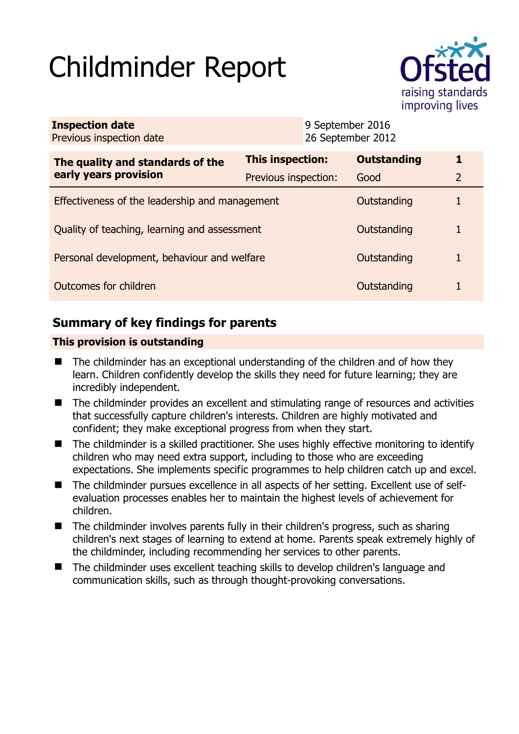# Childminder Report

| **Inspection date** | 9 September 2016 |
|---|---|
| Previous inspection date | 26 September 2012 |

| **The quality and standards of the early years provision** | **This inspection:** | **Outstanding** | **1** |
|---|---|---|---|
| | Previous inspection: | Good | 2 |
| Effectiveness of the leadership and management | | Outstanding | 1 |
| Quality of teaching, learning and assessment | | Outstanding | 1 |
| Personal development, behaviour and welfare | | Outstanding | 1 |
| Outcomes for children | | Outstanding | 1 |

## Summary of key findings for parents

**This provision is outstanding**

- The childminder has an exceptional understanding of the children and of how they learn. Children confidently develop the skills they need for future learning; they are incredibly independent.
- The childminder provides an excellent and stimulating range of resources and activities that successfully capture children's interests. Children are highly motivated and confident; they make exceptional progress from when they start.
- The childminder is a skilled practitioner. She uses highly effective monitoring to identify children who may need extra support, including to those who are exceeding expectations. She implements specific programmes to help children catch up and excel.
- The childminder pursues excellence in all aspects of her setting. Excellent use of self-evaluation processes enables her to maintain the highest levels of achievement for children.
- The childminder involves parents fully in their children's progress, such as sharing children's next stages of learning to extend at home. Parents speak extremely highly of the childminder, including recommending her services to other parents.
- The childminder uses excellent teaching skills to develop children's language and communication skills, such as through thought-provoking conversations.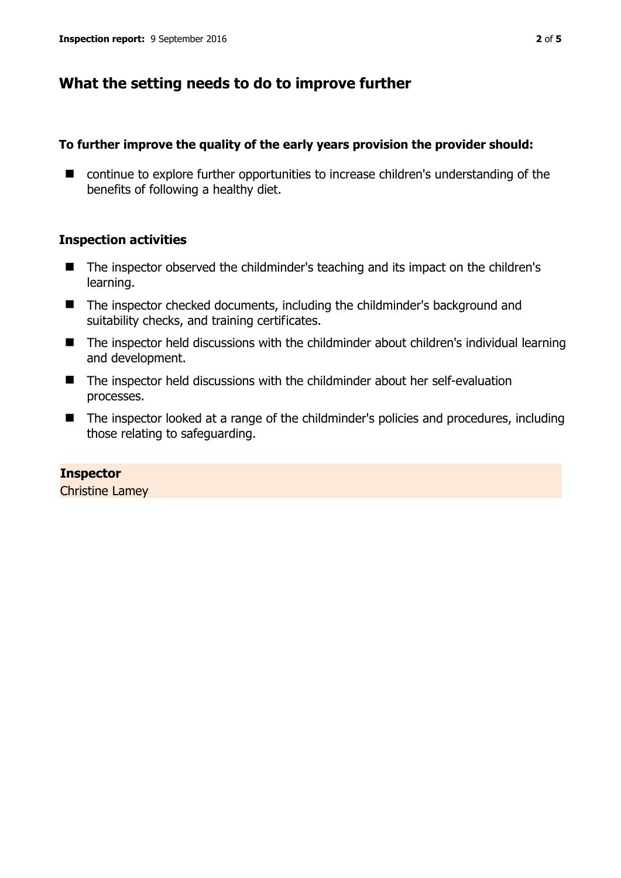## What the setting needs to do to improve further

**To further improve the quality of the early years provision the provider should:**

- continue to explore further opportunities to increase children's understanding of the benefits of following a healthy diet.

### Inspection activities

- The inspector observed the childminder's teaching and its impact on the children's learning.
- The inspector checked documents, including the childminder's background and suitability checks, and training certificates.
- The inspector held discussions with the childminder about children's individual learning and development.
- The inspector held discussions with the childminder about her self-evaluation processes.
- The inspector looked at a range of the childminder's policies and procedures, including those relating to safeguarding.

**Inspector**
Christine Lamey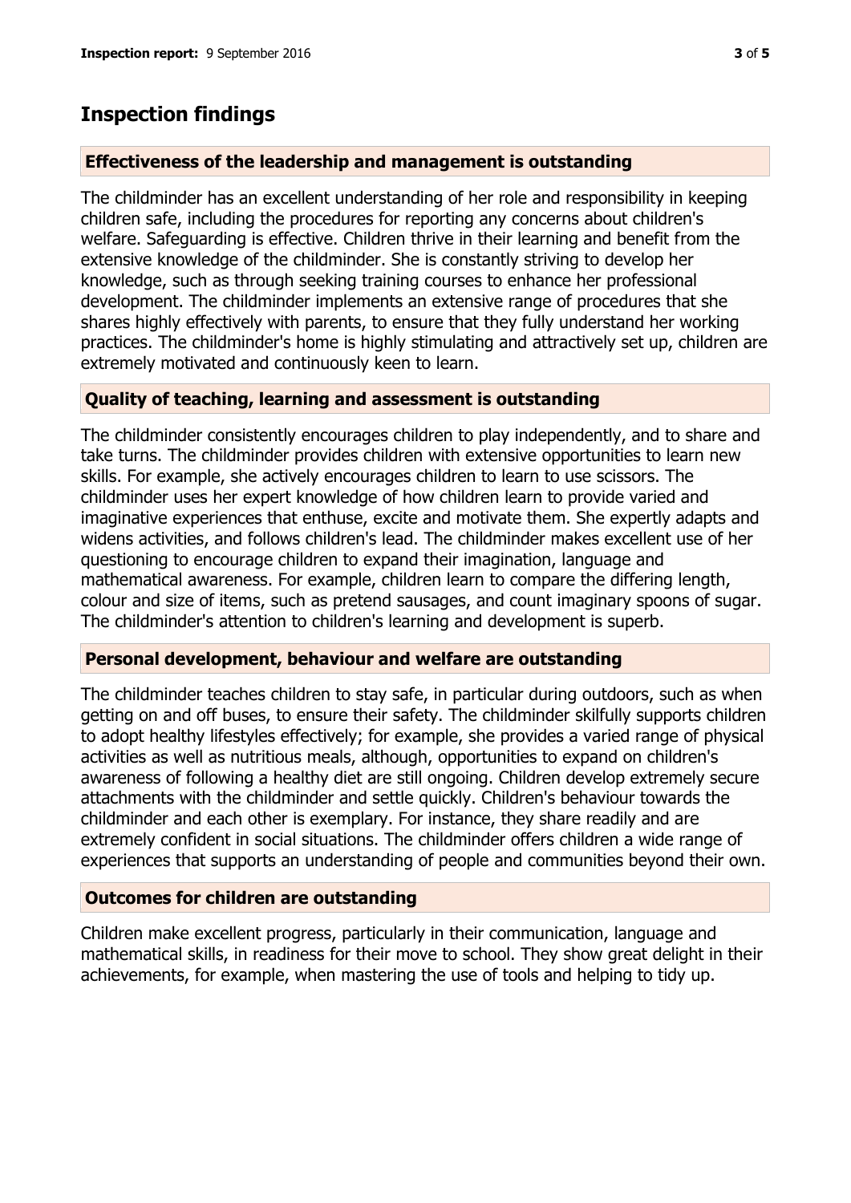## Inspection findings

### Effectiveness of the leadership and management is outstanding

The childminder has an excellent understanding of her role and responsibility in keeping children safe, including the procedures for reporting any concerns about children's welfare. Safeguarding is effective. Children thrive in their learning and benefit from the extensive knowledge of the childminder. She is constantly striving to develop her knowledge, such as through seeking training courses to enhance her professional development. The childminder implements an extensive range of procedures that she shares highly effectively with parents, to ensure that they fully understand her working practices. The childminder's home is highly stimulating and attractively set up, children are extremely motivated and continuously keen to learn.

### Quality of teaching, learning and assessment is outstanding

The childminder consistently encourages children to play independently, and to share and take turns. The childminder provides children with extensive opportunities to learn new skills. For example, she actively encourages children to learn to use scissors. The childminder uses her expert knowledge of how children learn to provide varied and imaginative experiences that enthuse, excite and motivate them. She expertly adapts and widens activities, and follows children's lead. The childminder makes excellent use of her questioning to encourage children to expand their imagination, language and mathematical awareness. For example, children learn to compare the differing length, colour and size of items, such as pretend sausages, and count imaginary spoons of sugar. The childminder's attention to children's learning and development is superb.

### Personal development, behaviour and welfare are outstanding

The childminder teaches children to stay safe, in particular during outdoors, such as when getting on and off buses, to ensure their safety. The childminder skilfully supports children to adopt healthy lifestyles effectively; for example, she provides a varied range of physical activities as well as nutritious meals, although, opportunities to expand on children's awareness of following a healthy diet are still ongoing. Children develop extremely secure attachments with the childminder and settle quickly. Children's behaviour towards the childminder and each other is exemplary. For instance, they share readily and are extremely confident in social situations. The childminder offers children a wide range of experiences that supports an understanding of people and communities beyond their own.

### Outcomes for children are outstanding

Children make excellent progress, particularly in their communication, language and mathematical skills, in readiness for their move to school. They show great delight in their achievements, for example, when mastering the use of tools and helping to tidy up.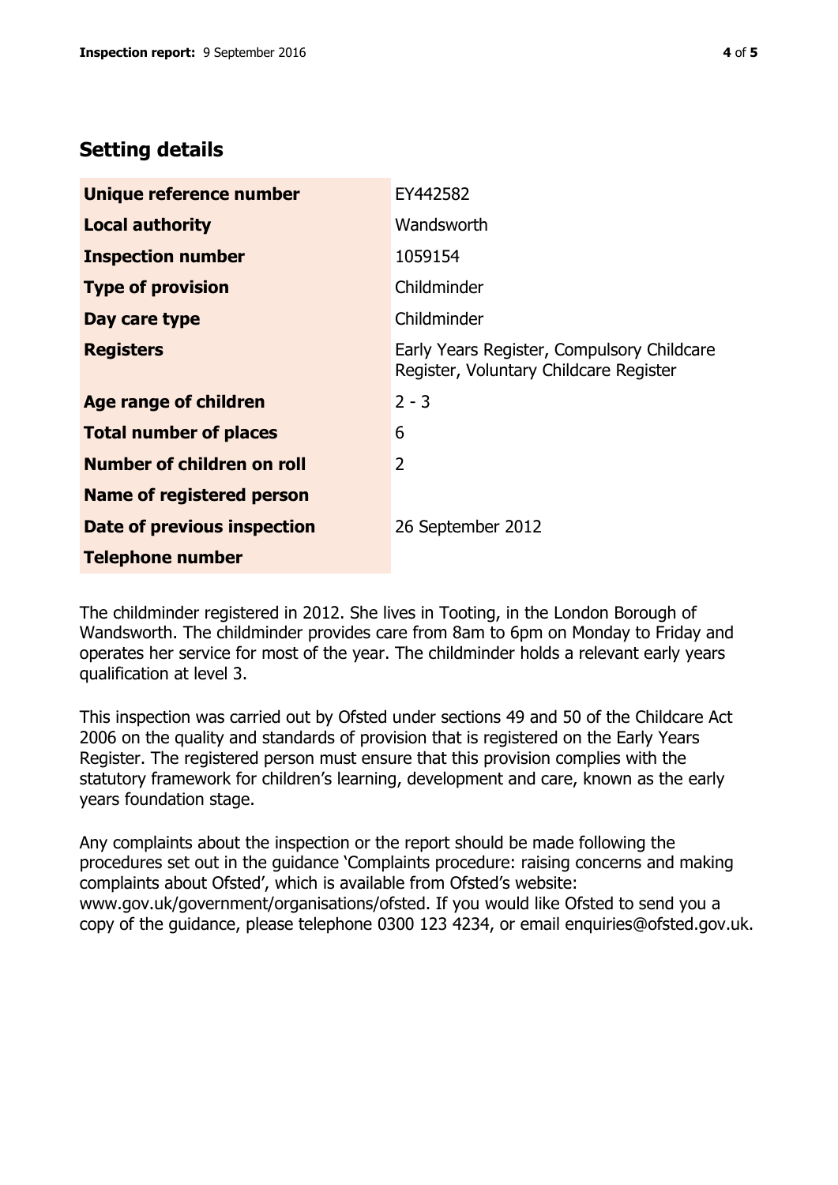## Setting details

| | |
|---|---|
| **Unique reference number** | EY442582 |
| **Local authority** | Wandsworth |
| **Inspection number** | 1059154 |
| **Type of provision** | Childminder |
| **Day care type** | Childminder |
| **Registers** | Early Years Register, Compulsory Childcare Register, Voluntary Childcare Register |
| **Age range of children** | 2 - 3 |
| **Total number of places** | 6 |
| **Number of children on roll** | 2 |
| **Name of registered person** | |
| **Date of previous inspection** | 26 September 2012 |
| **Telephone number** | |

The childminder registered in 2012. She lives in Tooting, in the London Borough of Wandsworth. The childminder provides care from 8am to 6pm on Monday to Friday and operates her service for most of the year. The childminder holds a relevant early years qualification at level 3.

This inspection was carried out by Ofsted under sections 49 and 50 of the Childcare Act 2006 on the quality and standards of provision that is registered on the Early Years Register. The registered person must ensure that this provision complies with the statutory framework for children's learning, development and care, known as the early years foundation stage.

Any complaints about the inspection or the report should be made following the procedures set out in the guidance 'Complaints procedure: raising concerns and making complaints about Ofsted', which is available from Ofsted's website: www.gov.uk/government/organisations/ofsted. If you would like Ofsted to send you a copy of the guidance, please telephone 0300 123 4234, or email enquiries@ofsted.gov.uk.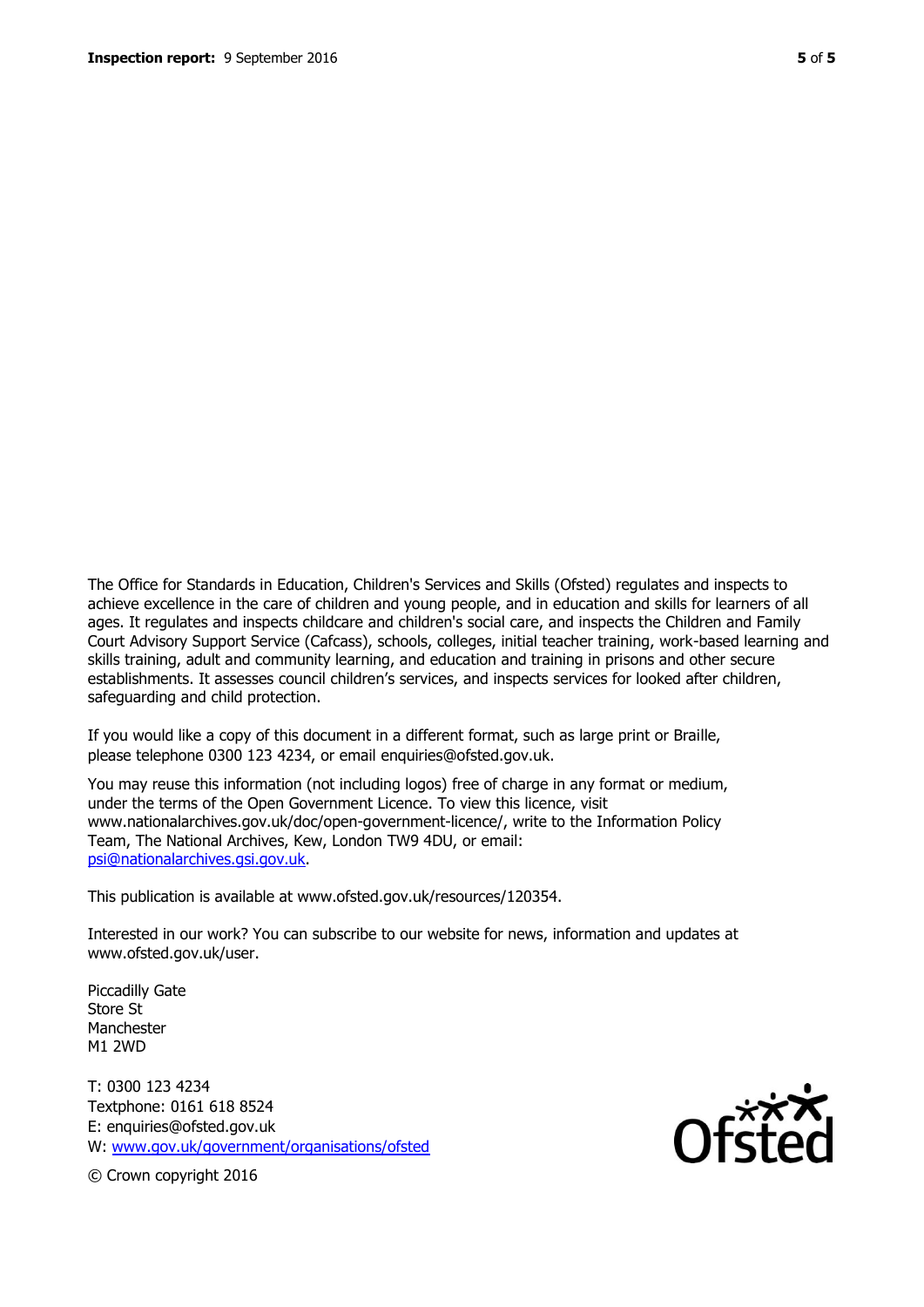The Office for Standards in Education, Children's Services and Skills (Ofsted) regulates and inspects to achieve excellence in the care of children and young people, and in education and skills for learners of all ages. It regulates and inspects childcare and children's social care, and inspects the Children and Family Court Advisory Support Service (Cafcass), schools, colleges, initial teacher training, work-based learning and skills training, adult and community learning, and education and training in prisons and other secure establishments. It assesses council children's services, and inspects services for looked after children, safeguarding and child protection.

If you would like a copy of this document in a different format, such as large print or Braille, please telephone 0300 123 4234, or email enquiries@ofsted.gov.uk.

You may reuse this information (not including logos) free of charge in any format or medium, under the terms of the Open Government Licence. To view this licence, visit www.nationalarchives.gov.uk/doc/open-government-licence/, write to the Information Policy Team, The National Archives, Kew, London TW9 4DU, or email: psi@nationalarchives.gsi.gov.uk.

This publication is available at www.ofsted.gov.uk/resources/120354.

Interested in our work? You can subscribe to our website for news, information and updates at www.ofsted.gov.uk/user.

Piccadilly Gate
Store St
Manchester
M1 2WD

T: 0300 123 4234
Textphone: 0161 618 8524
E: enquiries@ofsted.gov.uk
W: www.gov.uk/government/organisations/ofsted

© Crown copyright 2016